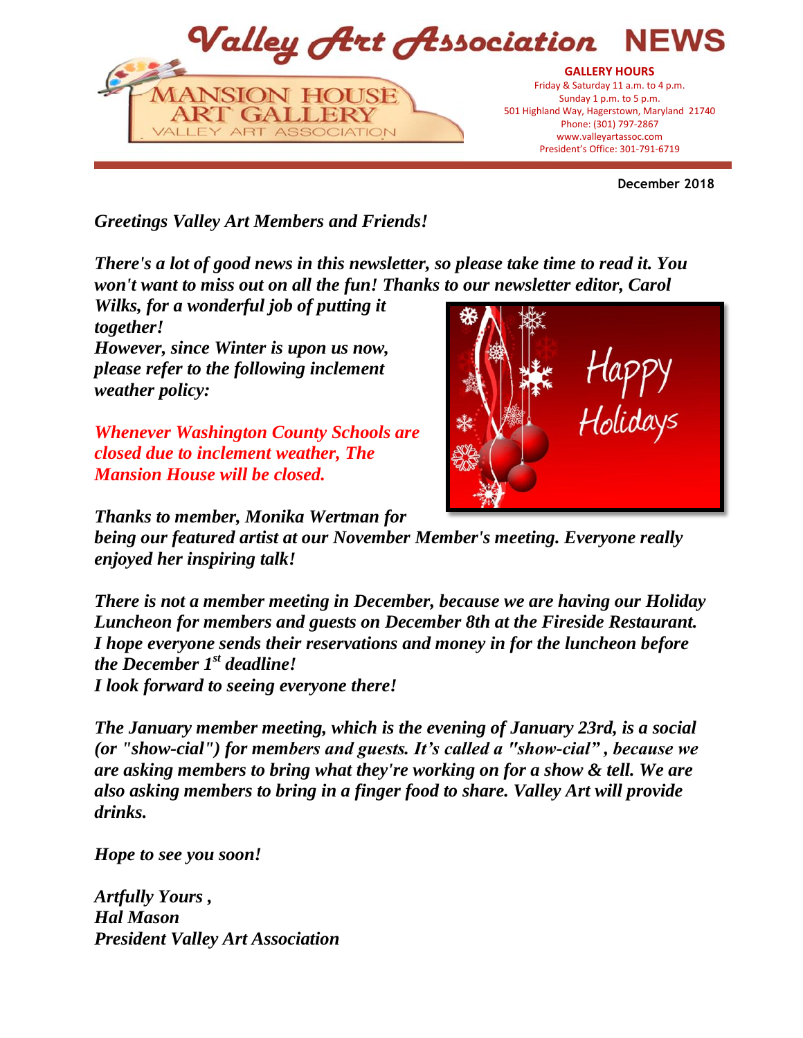# Valley Art Association NEWS

MANSION HOUSE ART GALLERY
VALLEY ART ASSOCIATION

**GALLERY HOURS**
Friday & Saturday 11 a.m. to 4 p.m.
Sunday 1 p.m. to 5 p.m.
501 Highland Way, Hagerstown, Maryland 21740
Phone: (301) 797-2867
www.valleyartassoc.com
President's Office: 301-791-6719

**December 2018**

***Greetings Valley Art Members and Friends!***

***There's a lot of good news in this newsletter, so please take time to read it. You won't want to miss out on all the fun! Thanks to our newsletter editor, Carol Wilks, for a wonderful job of putting it together!***
***However, since Winter is upon us now, please refer to the following inclement weather policy:***

***Whenever Washington County Schools are closed due to inclement weather, The Mansion House will be closed.***

***Thanks to member, Monika Wertman for being our featured artist at our November Member's meeting. Everyone really enjoyed her inspiring talk!***

***There is not a member meeting in December, because we are having our Holiday Luncheon for members and guests on December 8th at the Fireside Restaurant. I hope everyone sends their reservations and money in for the luncheon before the December 1st deadline!***
***I look forward to seeing everyone there!***

***The January member meeting, which is the evening of January 23rd, is a social (or "show-cial") for members and guests. It's called a "show-cial", because we are asking members to bring what they're working on for a show & tell. We are also asking members to bring in a finger food to share. Valley Art will provide drinks.***

***Hope to see you soon!***

***Artfully Yours ,***
***Hal Mason***
***President Valley Art Association***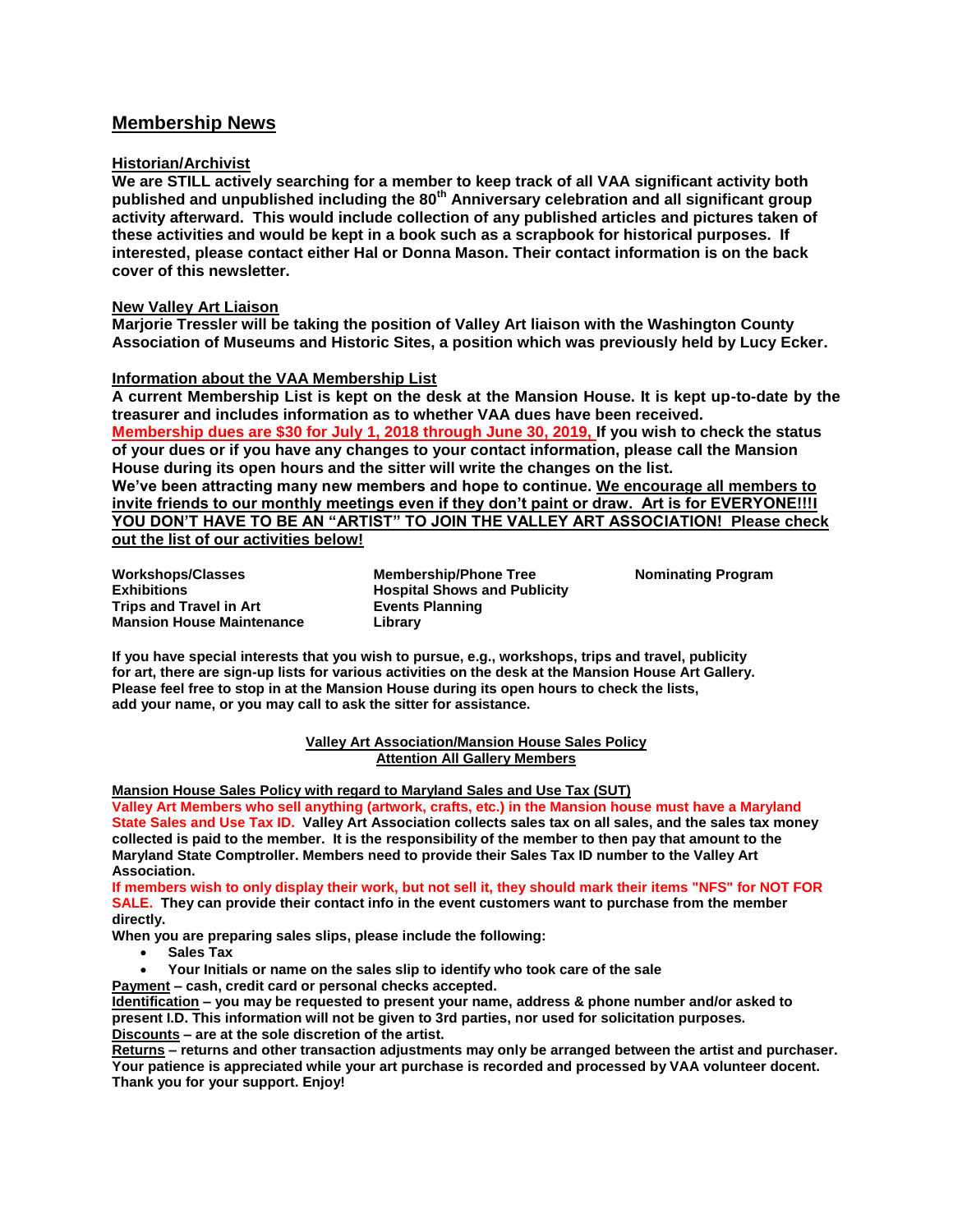## Membership News

### Historian/Archivist

**We are STILL actively searching for a member to keep track of all VAA significant activity both published and unpublished including the 80th Anniversary celebration and all significant group activity afterward. This would include collection of any published articles and pictures taken of these activities and would be kept in a book such as a scrapbook for historical purposes. If interested, please contact either Hal or Donna Mason. Their contact information is on the back cover of this newsletter.**

### New Valley Art Liaison

**Marjorie Tressler will be taking the position of Valley Art liaison with the Washington County Association of Museums and Historic Sites, a position which was previously held by Lucy Ecker.**

### Information about the VAA Membership List

**A current Membership List is kept on the desk at the Mansion House. It is kept up-to-date by the treasurer and includes information as to whether VAA dues have been received.**

**Membership dues are $30 for July 1, 2018 through June 30, 2019, If you wish to check the status of your dues or if you have any changes to your contact information, please call the Mansion House during its open hours and the sitter will write the changes on the list.**

**We've been attracting many new members and hope to continue. We encourage all members to invite friends to our monthly meetings even if they don't paint or draw. Art is for EVERYONE!!!I YOU DON'T HAVE TO BE AN "ARTIST" TO JOIN THE VALLEY ART ASSOCIATION! Please check out the list of our activities below!**

- **Workshops/Classes**
- **Exhibitions**
- **Trips and Travel in Art**
- **Mansion House Maintenance**
- **Membership/Phone Tree**
- **Hospital Shows and Publicity**
- **Events Planning**
- **Library**
- **Nominating Program**

**If you have special interests that you wish to pursue, e.g., workshops, trips and travel, publicity for art, there are sign-up lists for various activities on the desk at the Mansion House Art Gallery. Please feel free to stop in at the Mansion House during its open hours to check the lists, add your name, or you may call to ask the sitter for assistance.**

### Valley Art Association/Mansion House Sales Policy
### Attention All Gallery Members

**Mansion House Sales Policy with regard to Maryland Sales and Use Tax (SUT)**

**Valley Art Members who sell anything (artwork, crafts, etc.) in the Mansion house must have a Maryland State Sales and Use Tax ID. Valley Art Association collects sales tax on all sales, and the sales tax money collected is paid to the member. It is the responsibility of the member to then pay that amount to the Maryland State Comptroller. Members need to provide their Sales Tax ID number to the Valley Art Association.**

**If members wish to only display their work, but not sell it, they should mark their items "NFS" for NOT FOR SALE. They can provide their contact info in the event customers want to purchase from the member directly.**

**When you are preparing sales slips, please include the following:**

- **Sales Tax**
- **Your Initials or name on the sales slip to identify who took care of the sale**

**Payment – cash, credit card or personal checks accepted.**

**Identification – you may be requested to present your name, address & phone number and/or asked to present I.D. This information will not be given to 3rd parties, nor used for solicitation purposes.**

**Discounts – are at the sole discretion of the artist.**

**Returns – returns and other transaction adjustments may only be arranged between the artist and purchaser. Your patience is appreciated while your art purchase is recorded and processed by VAA volunteer docent. Thank you for your support. Enjoy!**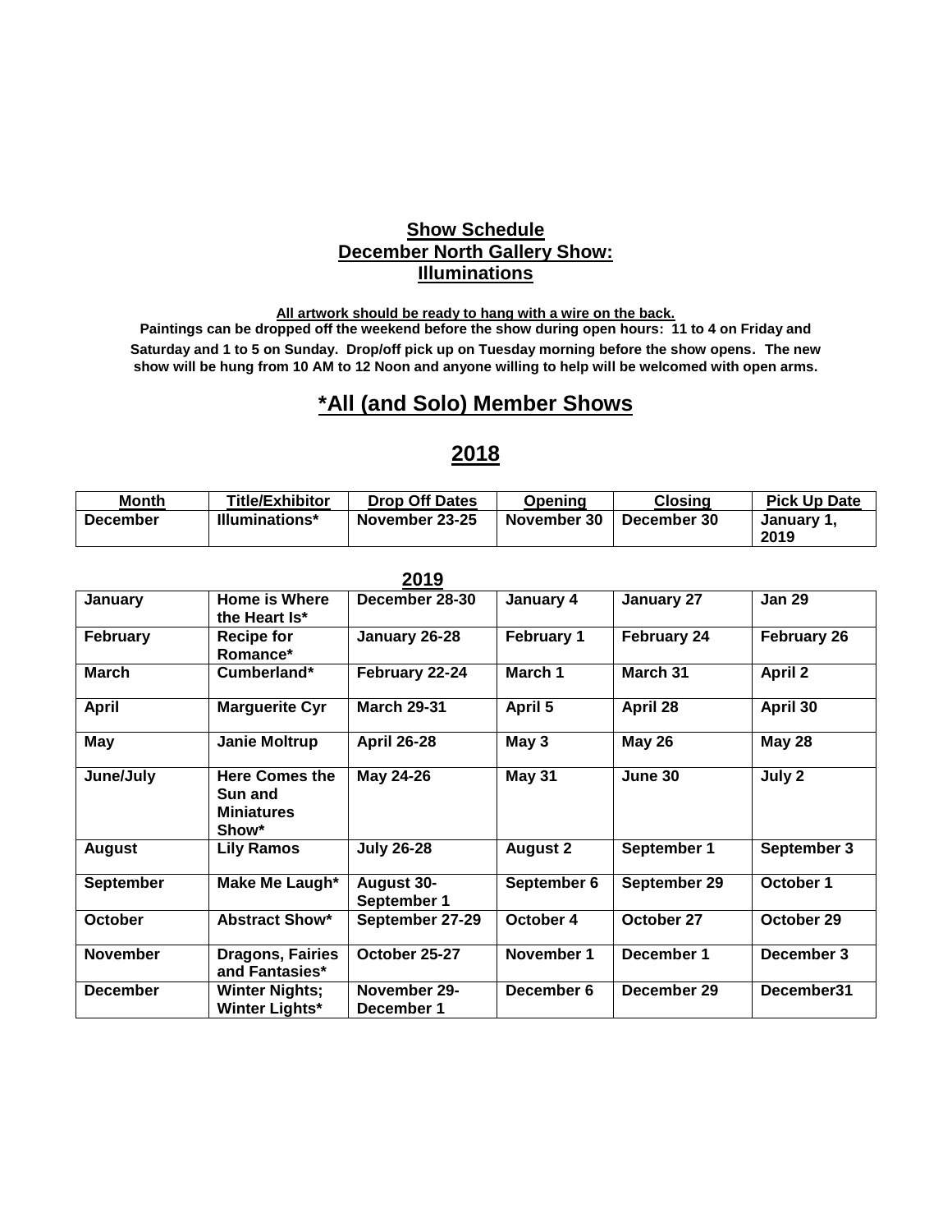## Show Schedule
## December North Gallery Show:
## Illuminations

**All artwork should be ready to hang with a wire on the back.**

**Paintings can be dropped off the weekend before the show during open hours: 11 to 4 on Friday and Saturday and 1 to 5 on Sunday. Drop/off pick up on Tuesday morning before the show opens. The new show will be hung from 10 AM to 12 Noon and anyone willing to help will be welcomed with open arms.**

# *All (and Solo) Member Shows

# 2018

| Month | Title/Exhibitor | Drop Off Dates | Opening | Closing | Pick Up Date |
|---|---|---|---|---|---|
| December | Illuminations* | November 23-25 | November 30 | December 30 | January 1, 2019 |

## 2019

| Month | Title/Exhibitor | Drop Off Dates | Opening | Closing | Pick Up Date |
|---|---|---|---|---|---|
| January | Home is Where the Heart Is* | December 28-30 | January 4 | January 27 | Jan 29 |
| February | Recipe for Romance* | January 26-28 | February 1 | February 24 | February 26 |
| March | Cumberland* | February 22-24 | March 1 | March 31 | April 2 |
| April | Marguerite Cyr | March 29-31 | April 5 | April 28 | April 30 |
| May | Janie Moltrup | April 26-28 | May 3 | May 26 | May 28 |
| June/July | Here Comes the Sun and Miniatures Show* | May 24-26 | May 31 | June 30 | July 2 |
| August | Lily Ramos | July 26-28 | August 2 | September 1 | September 3 |
| September | Make Me Laugh* | August 30-September 1 | September 6 | September 29 | October 1 |
| October | Abstract Show* | September 27-29 | October 4 | October 27 | October 29 |
| November | Dragons, Fairies and Fantasies* | October 25-27 | November 1 | December 1 | December 3 |
| December | Winter Nights; Winter Lights* | November 29-December 1 | December 6 | December 29 | December31 |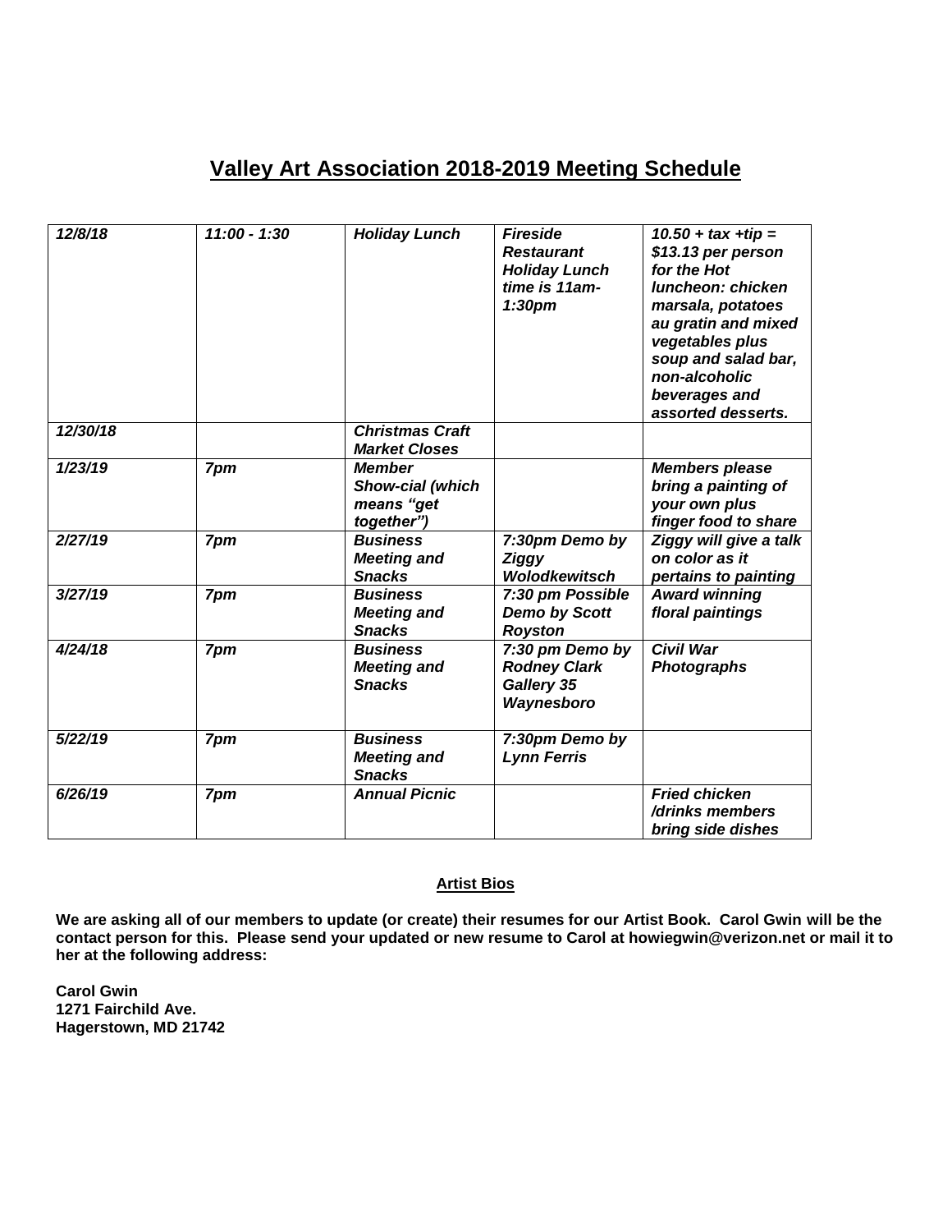## Valley Art Association 2018-2019 Meeting Schedule

| | | | | |
|---|---|---|---|---|
| *12/8/18* | *11:00 - 1:30* | *Holiday Lunch* | *Fireside Restaurant Holiday Lunch time is 11am-1:30pm* | *10.50 + tax +tip = $13.13 per person for the Hot luncheon: chicken marsala, potatoes au gratin and mixed vegetables plus soup and salad bar, non-alcoholic beverages and assorted desserts.* |
| *12/30/18* | | *Christmas Craft Market Closes* | | |
| *1/23/19* | *7pm* | *Member Show-cial (which means “get together”)* | | *Members please bring a painting of your own plus finger food to share* |
| *2/27/19* | *7pm* | *Business Meeting and Snacks* | *7:30pm Demo by Ziggy Wolodkewitsch* | *Ziggy will give a talk on color as it pertains to painting* |
| *3/27/19* | *7pm* | *Business Meeting and Snacks* | *7:30 pm Possible Demo by Scott Royston* | *Award winning floral paintings* |
| *4/24/18* | *7pm* | *Business Meeting and Snacks* | *7:30 pm Demo by Rodney Clark Gallery 35 Waynesboro* | *Civil War Photographs* |
| *5/22/19* | *7pm* | *Business Meeting and Snacks* | *7:30pm Demo by Lynn Ferris* | |
| *6/26/19* | *7pm* | *Annual Picnic* | | *Fried chicken /drinks members bring side dishes* |

**Artist Bios**

**We are asking all of our members to update (or create) their resumes for our Artist Book. Carol Gwin will be the contact person for this. Please send your updated or new resume to Carol at howiegwin@verizon.net or mail it to her at the following address:**

**Carol Gwin**
**1271 Fairchild Ave.**
**Hagerstown, MD 21742**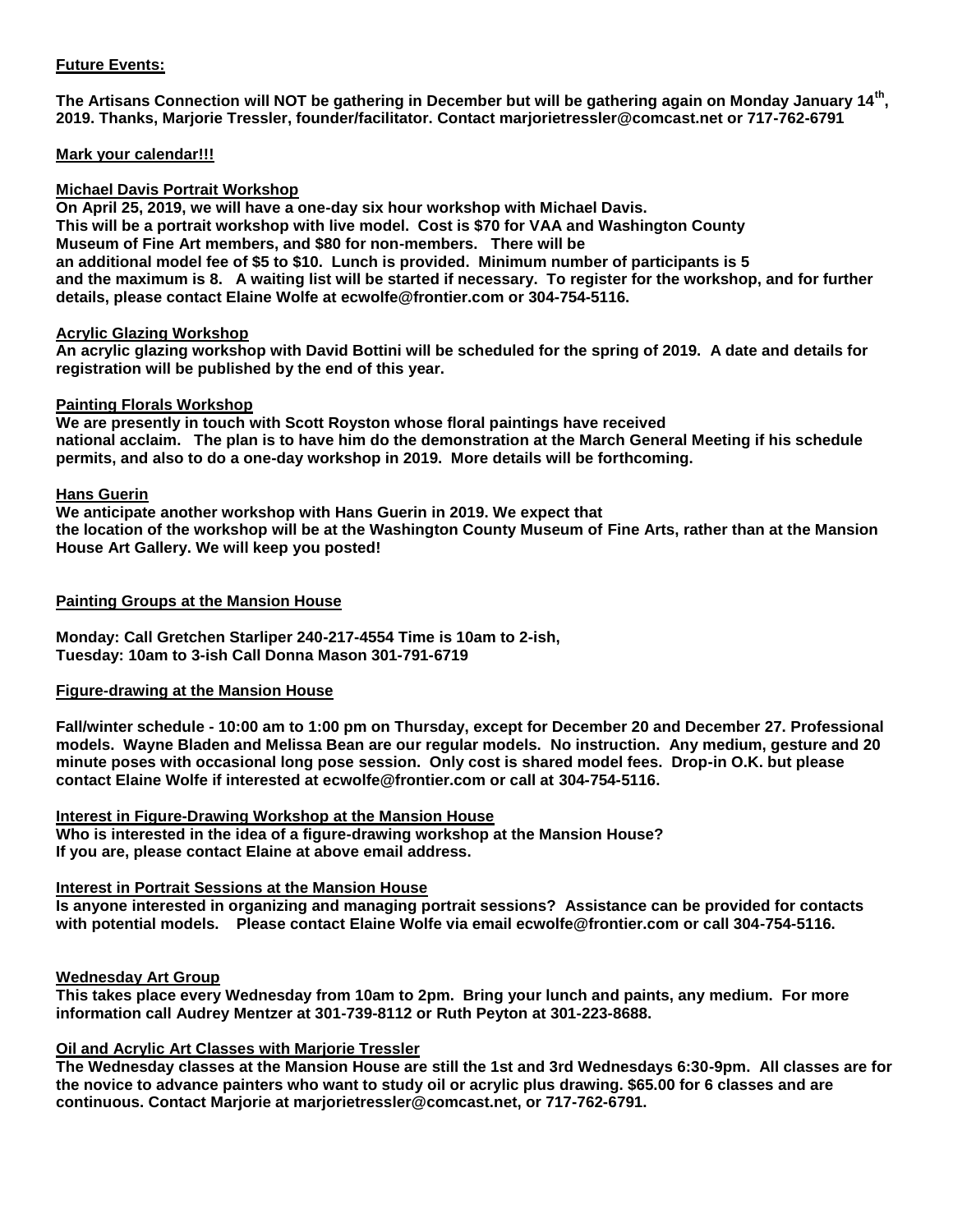**Future Events:**

**The Artisans Connection will NOT be gathering in December but will be gathering again on Monday January 14th, 2019. Thanks, Marjorie Tressler, founder/facilitator. Contact marjorietressler@comcast.net or 717-762-6791**

**Mark your calendar!!!**

**Michael Davis Portrait Workshop**

**On April 25, 2019, we will have a one-day six hour workshop with Michael Davis. This will be a portrait workshop with live model. Cost is $70 for VAA and Washington County Museum of Fine Art members, and $80 for non-members. There will be an additional model fee of $5 to $10. Lunch is provided. Minimum number of participants is 5 and the maximum is 8. A waiting list will be started if necessary. To register for the workshop, and for further details, please contact Elaine Wolfe at ecwolfe@frontier.com or 304-754-5116.**

**Acrylic Glazing Workshop**

**An acrylic glazing workshop with David Bottini will be scheduled for the spring of 2019. A date and details for registration will be published by the end of this year.**

**Painting Florals Workshop**

**We are presently in touch with Scott Royston whose floral paintings have received national acclaim. The plan is to have him do the demonstration at the March General Meeting if his schedule permits, and also to do a one-day workshop in 2019. More details will be forthcoming.**

**Hans Guerin**

**We anticipate another workshop with Hans Guerin in 2019. We expect that the location of the workshop will be at the Washington County Museum of Fine Arts, rather than at the Mansion House Art Gallery. We will keep you posted!**

**Painting Groups at the Mansion House**

**Monday: Call Gretchen Starliper 240-217-4554 Time is 10am to 2-ish,**
**Tuesday: 10am to 3-ish Call Donna Mason 301-791-6719**

**Figure-drawing at the Mansion House**

**Fall/winter schedule - 10:00 am to 1:00 pm on Thursday, except for December 20 and December 27. Professional models. Wayne Bladen and Melissa Bean are our regular models. No instruction. Any medium, gesture and 20 minute poses with occasional long pose session. Only cost is shared model fees. Drop-in O.K. but please contact Elaine Wolfe if interested at ecwolfe@frontier.com or call at 304-754-5116.**

**Interest in Figure-Drawing Workshop at the Mansion House**

**Who is interested in the idea of a figure-drawing workshop at the Mansion House? If you are, please contact Elaine at above email address.**

**Interest in Portrait Sessions at the Mansion House**

**Is anyone interested in organizing and managing portrait sessions? Assistance can be provided for contacts with potential models. Please contact Elaine Wolfe via email ecwolfe@frontier.com or call 304-754-5116.**

**Wednesday Art Group**

**This takes place every Wednesday from 10am to 2pm. Bring your lunch and paints, any medium. For more information call Audrey Mentzer at 301-739-8112 or Ruth Peyton at 301-223-8688.**

**Oil and Acrylic Art Classes with Marjorie Tressler**

**The Wednesday classes at the Mansion House are still the 1st and 3rd Wednesdays 6:30-9pm. All classes are for the novice to advance painters who want to study oil or acrylic plus drawing. $65.00 for 6 classes and are continuous. Contact Marjorie at marjorietressler@comcast.net, or 717-762-6791.**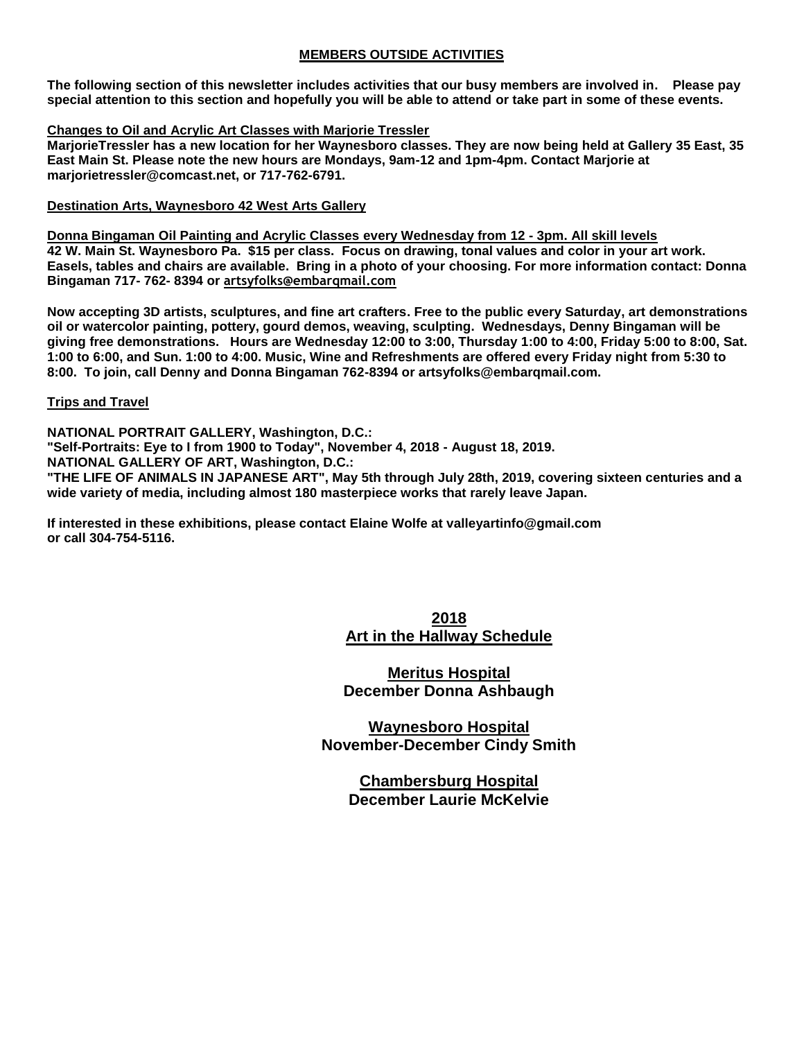## MEMBERS OUTSIDE ACTIVITIES

**The following section of this newsletter includes activities that our busy members are involved in. Please pay special attention to this section and hopefully you will be able to attend or take part in some of these events.**

### Changes to Oil and Acrylic Art Classes with Marjorie Tressler

**MarjorieTressler has a new location for her Waynesboro classes. They are now being held at Gallery 35 East, 35 East Main St. Please note the new hours are Mondays, 9am-12 and 1pm-4pm. Contact Marjorie at marjorietressler@comcast.net, or 717-762-6791.**

### Destination Arts, Waynesboro 42 West Arts Gallery

**Donna Bingaman Oil Painting and Acrylic Classes every Wednesday from 12 - 3pm. All skill levels**

**42 W. Main St. Waynesboro Pa. $15 per class. Focus on drawing, tonal values and color in your art work. Easels, tables and chairs are available. Bring in a photo of your choosing. For more information contact: Donna Bingaman 717- 762- 8394 or artsyfolks@embarqmail.com**

**Now accepting 3D artists, sculptures, and fine art crafters. Free to the public every Saturday, art demonstrations oil or watercolor painting, pottery, gourd demos, weaving, sculpting. Wednesdays, Denny Bingaman will be giving free demonstrations. Hours are Wednesday 12:00 to 3:00, Thursday 1:00 to 4:00, Friday 5:00 to 8:00, Sat. 1:00 to 6:00, and Sun. 1:00 to 4:00. Music, Wine and Refreshments are offered every Friday night from 5:30 to 8:00. To join, call Denny and Donna Bingaman 762-8394 or artsyfolks@embarqmail.com.**

### Trips and Travel

**NATIONAL PORTRAIT GALLERY, Washington, D.C.:**
**"Self-Portraits: Eye to I from 1900 to Today", November 4, 2018 - August 18, 2019.**
**NATIONAL GALLERY OF ART, Washington, D.C.:**
**"THE LIFE OF ANIMALS IN JAPANESE ART", May 5th through July 28th, 2019, covering sixteen centuries and a wide variety of media, including almost 180 masterpiece works that rarely leave Japan.**

**If interested in these exhibitions, please contact Elaine Wolfe at valleyartinfo@gmail.com or call 304-754-5116.**

## 2018
## Art in the Hallway Schedule

**Meritus Hospital**
**December Donna Ashbaugh**

**Waynesboro Hospital**
**November-December Cindy Smith**

**Chambersburg Hospital**
**December Laurie McKelvie**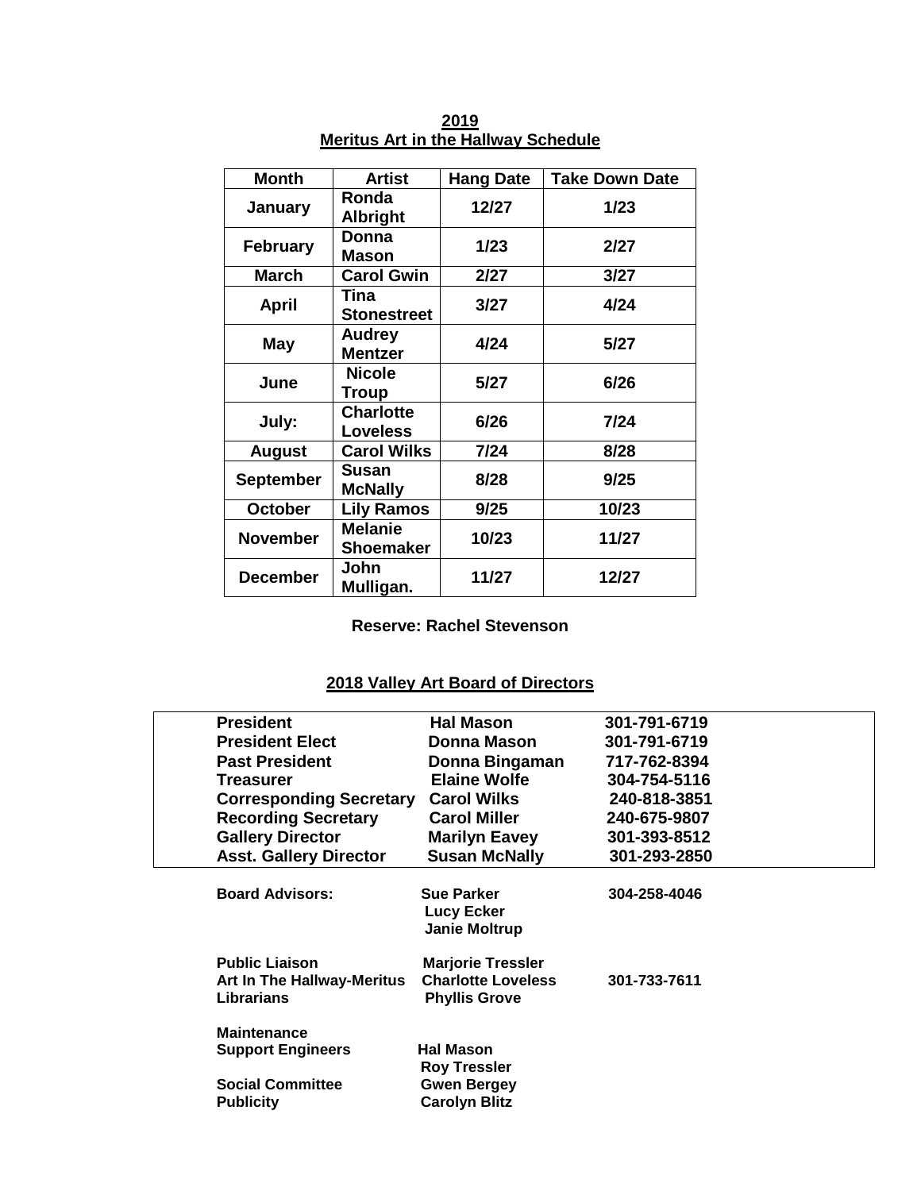**2019**
**Meritus Art in the Hallway Schedule**

| Month | Artist | Hang Date | Take Down Date |
|---|---|---|---|
| January | Ronda Albright | 12/27 | 1/23 |
| February | Donna Mason | 1/23 | 2/27 |
| March | Carol Gwin | 2/27 | 3/27 |
| April | Tina Stonestreet | 3/27 | 4/24 |
| May | Audrey Mentzer | 4/24 | 5/27 |
| June | Nicole Troup | 5/27 | 6/26 |
| July: | Charlotte Loveless | 6/26 | 7/24 |
| August | Carol Wilks | 7/24 | 8/28 |
| September | Susan McNally | 8/28 | 9/25 |
| October | Lily Ramos | 9/25 | 10/23 |
| November | Melanie Shoemaker | 10/23 | 11/27 |
| December | John Mulligan. | 11/27 | 12/27 |

**Reserve: Rachel Stevenson**

**2018 Valley Art Board of Directors**

| | | |
|---|---|---|
| **President** | **Hal Mason** | **301-791-6719** |
| **President Elect** | **Donna Mason** | **301-791-6719** |
| **Past President** | **Donna Bingaman** | **717-762-8394** |
| **Treasurer** | **Elaine Wolfe** | **304-754-5116** |
| **Corresponding Secretary** | **Carol Wilks** | **240-818-3851** |
| **Recording Secretary** | **Carol Miller** | **240-675-9807** |
| **Gallery Director** | **Marilyn Eavey** | **301-393-8512** |
| **Asst. Gallery Director** | **Susan McNally** | **301-293-2850** |

| | | |
|---|---|---|
| **Board Advisors:** | **Sue Parker** | **304-258-4046** |
| | **Lucy Ecker** | |
| | **Janie Moltrup** | |
| **Public Liaison** | **Marjorie Tressler** | |
| **Art In The Hallway-Meritus** | **Charlotte Loveless** | **301-733-7611** |
| **Librarians** | **Phyllis Grove** | |
| **Maintenance** | | |
| **Support Engineers** | **Hal Mason** | |
| | **Roy Tressler** | |
| **Social Committee** | **Gwen Bergey** | |
| **Publicity** | **Carolyn Blitz** | |